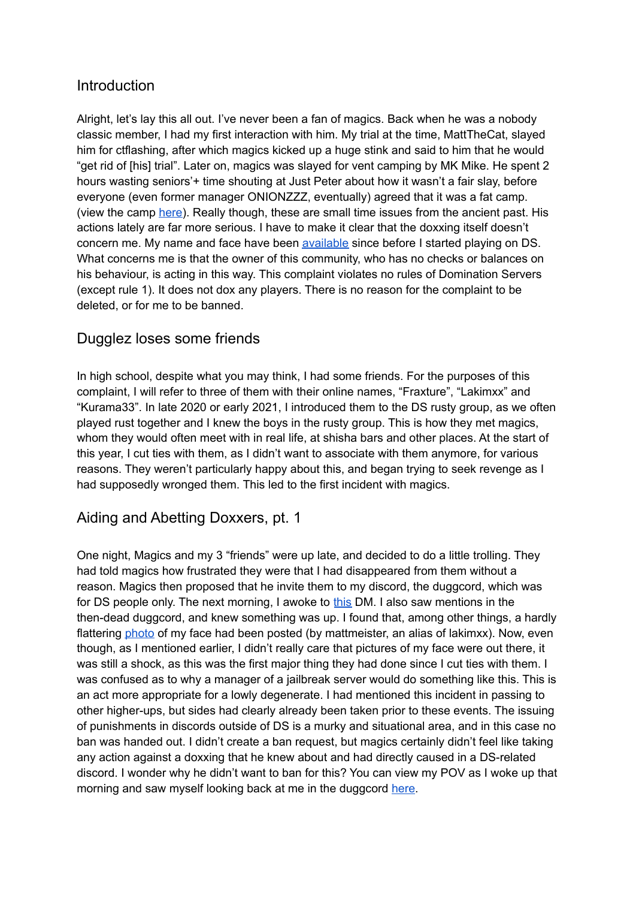## Introduction

Alright, let's lay this all out. I've never been a fan of magics. Back when he was a nobody classic member, I had my first interaction with him. My trial at the time, MattTheCat, slayed him for ctflashing, after which magics kicked up a huge stink and said to him that he would "get rid of [his] trial". Later on, magics was slayed for vent camping by MK Mike. He spent 2 hours wasting seniors'+ time shouting at Just Peter about how it wasn't a fair slay, before everyone (even former manager ONIONZZZ, eventually) agreed that it was a fat camp. (view the camp here). Really though, these are small time issues from the ancient past. His actions lately are far more serious. I have to make it clear that the doxxing itself doesn't concern me. My name and face have been available since before I started playing on DS. What concerns me is that the owner of this community, who has no checks or balances on his behaviour, is acting in this way. This complaint violates no rules of Domination Servers (except rule 1). It does not dox any players. There is no reason for the complaint to be deleted, or for me to be banned.

## Dugglez loses some friends

In high school, despite what you may think, I had some friends. For the purposes of this complaint, I will refer to three of them with their online names, "Fraxture", "Lakimxx" and "Kurama33". In late 2020 or early 2021, I introduced them to the DS rusty group, as we often played rust together and I knew the boys in the rusty group. This is how they met magics, whom they would often meet with in real life, at shisha bars and other places. At the start of this year, I cut ties with them, as I didn't want to associate with them anymore, for various reasons. They weren't particularly happy about this, and began trying to seek revenge as I had supposedly wronged them. This led to the first incident with magics.

## Aiding and Abetting Doxxers, pt. 1

One night, Magics and my 3 "friends" were up late, and decided to do a little trolling. They had told magics how frustrated they were that I had disappeared from them without a reason. Magics then proposed that he invite them to my discord, the duggcord, which was for DS people only. The next morning, I awoke to this DM. I also saw mentions in the then-dead duggcord, and knew something was up. I found that, among other things, a hardly flattering photo of my face had been posted (by mattmeister, an alias of lakimxx). Now, even though, as I mentioned earlier, I didn't really care that pictures of my face were out there, it was still a shock, as this was the first major thing they had done since I cut ties with them. I was confused as to why a manager of a jailbreak server would do something like this. This is an act more appropriate for a lowly degenerate. I had mentioned this incident in passing to other higher-ups, but sides had clearly already been taken prior to these events. The issuing of punishments in discords outside of DS is a murky and situational area, and in this case no ban was handed out. I didn't create a ban request, but magics certainly didn't feel like taking any action against a doxxing that he knew about and had directly caused in a DS-related discord. I wonder why he didn't want to ban for this? You can view my POV as I woke up that morning and saw myself looking back at me in the duggcord here.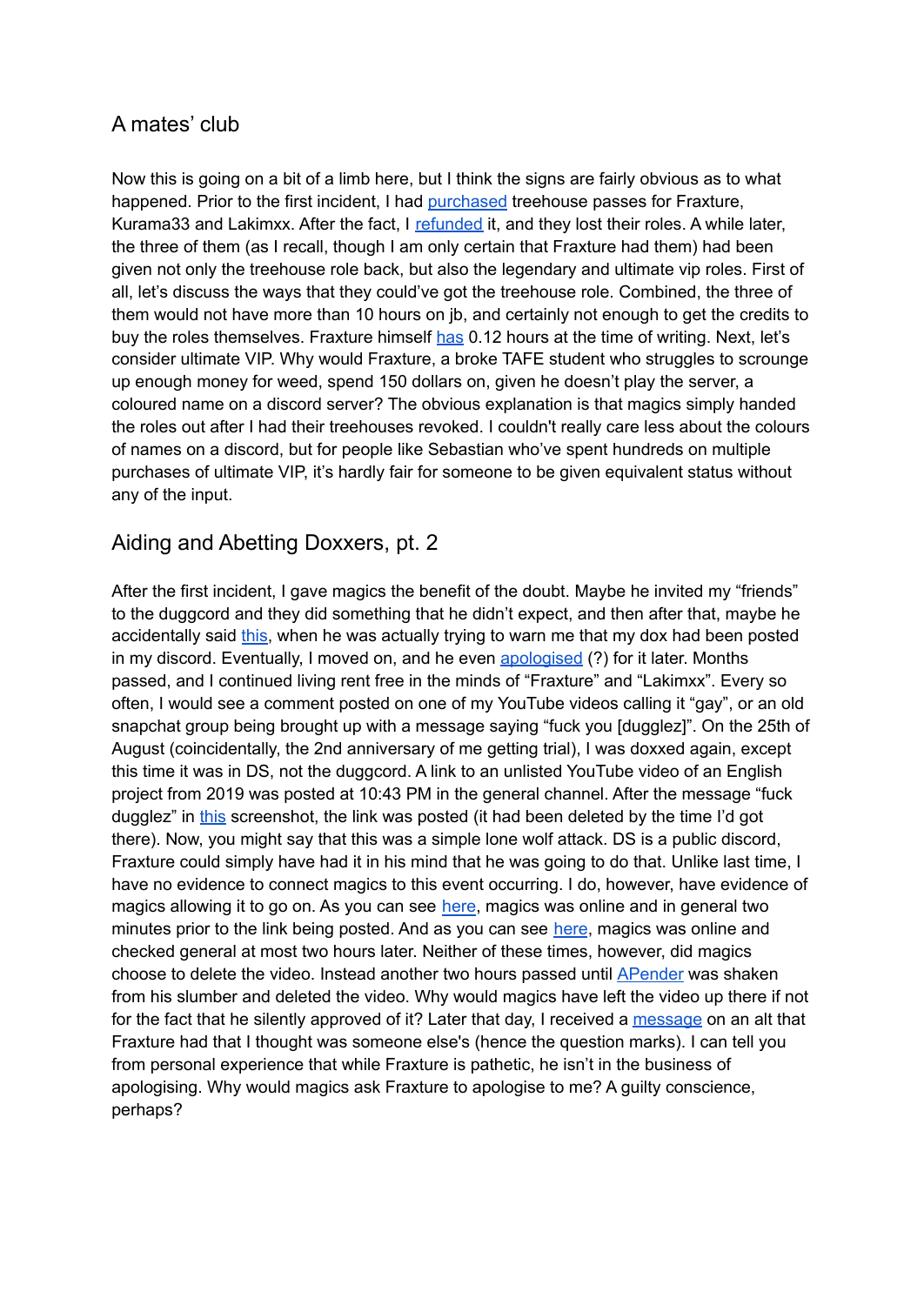## A mates' club

Now this is going on a bit of a limb here, but I think the signs are fairly obvious as to what happened. Prior to the first incident, I had purchased treehouse passes for Fraxture, Kurama33 and Lakimxx. After the fact, I refunded it, and they lost their roles. A while later, the three of them (as I recall, though I am only certain that Fraxture had them) had been given not only the treehouse role back, but also the legendary and ultimate vip roles. First of all, let's discuss the ways that they could've got the treehouse role. Combined, the three of them would not have more than 10 hours on jb, and certainly not enough to get the credits to buy the roles themselves. Fraxture himself has 0.12 hours at the time of writing. Next, let's consider ultimate VIP. Why would Fraxture, a broke TAFE student who struggles to scrounge up enough money for weed, spend 150 dollars on, given he doesn't play the server, a coloured name on a discord server? The obvious explanation is that magics simply handed the roles out after I had their treehouses revoked. I couldn't really care less about the colours of names on a discord, but for people like Sebastian who've spent hundreds on multiple purchases of ultimate VIP, it's hardly fair for someone to be given equivalent status without any of the input.

## Aiding and Abetting Doxxers, pt. 2

After the first incident, I gave magics the benefit of the doubt. Maybe he invited my "friends" to the duggcord and they did something that he didn't expect, and then after that, maybe he accidentally said this, when he was actually trying to warn me that my dox had been posted in my discord. Eventually, I moved on, and he even apologised (?) for it later. Months passed, and I continued living rent free in the minds of "Fraxture" and "Lakimxx". Every so often, I would see a comment posted on one of my YouTube videos calling it "gay", or an old snapchat group being brought up with a message saying "fuck you [dugglez]". On the 25th of August (coincidentally, the 2nd anniversary of me getting trial), I was doxxed again, except this time it was in DS, not the duggcord. A link to an unlisted YouTube video of an English project from 2019 was posted at 10:43 PM in the general channel. After the message "fuck dugglez" in this screenshot, the link was posted (it had been deleted by the time I'd got there). Now, you might say that this was a simple lone wolf attack. DS is a public discord, Fraxture could simply have had it in his mind that he was going to do that. Unlike last time, I have no evidence to connect magics to this event occurring. I do, however, have evidence of magics allowing it to go on. As you can see here, magics was online and in general two minutes prior to the link being posted. And as you can see here, magics was online and checked general at most two hours later. Neither of these times, however, did magics choose to delete the video. Instead another two hours passed until APender was shaken from his slumber and deleted the video. Why would magics have left the video up there if not for the fact that he silently approved of it? Later that day, I received a message on an alt that Fraxture had that I thought was someone else's (hence the question marks). I can tell you from personal experience that while Fraxture is pathetic, he isn't in the business of apologising. Why would magics ask Fraxture to apologise to me? A guilty conscience, perhaps?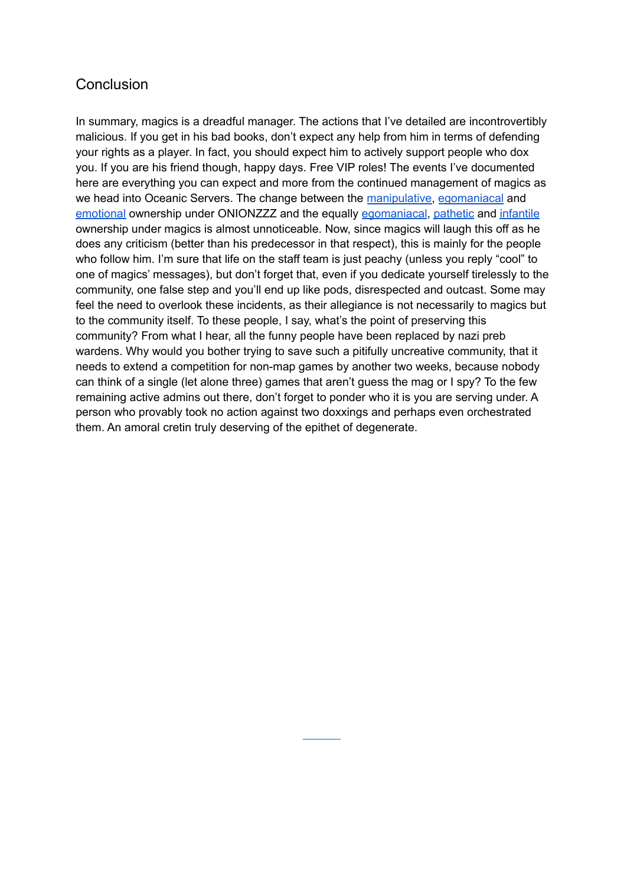## Conclusion

In summary, magics is a dreadful manager. The actions that I've detailed are incontrovertibly malicious. If you get in his bad books, don't expect any help from him in terms of defending your rights as a player. In fact, you should expect him to actively support people who dox you. If you are his friend though, happy days. Free VIP roles! The events I've documented here are everything you can expect and more from the continued management of magics as we head into Oceanic Servers. The change between the manipulative, egomaniacal and emotional ownership under ONIONZZZ and the equally egomaniacal, pathetic and infantile ownership under magics is almost unnoticeable. Now, since magics will laugh this off as he does any criticism (better than his predecessor in that respect), this is mainly for the people who follow him. I'm sure that life on the staff team is just peachy (unless you reply "cool" to one of magics' messages), but don't forget that, even if you dedicate yourself tirelessly to the community, one false step and you'll end up like pods, disrespected and outcast. Some may feel the need to overlook these incidents, as their allegiance is not necessarily to magics but to the community itself. To these people, I say, what's the point of preserving this community? From what I hear, all the funny people have been replaced by nazi preb wardens. Why would you bother trying to save such a pitifully uncreative community, that it needs to extend a competition for non-map games by another two weeks, because nobody can think of a single (let alone three) games that aren't guess the mag or I spy? To the few remaining active admins out there, don't forget to ponder who it is you are serving under. A person who provably took no action against two doxxings and perhaps even orchestrated them. An amoral cretin truly deserving of the epithet of degenerate.